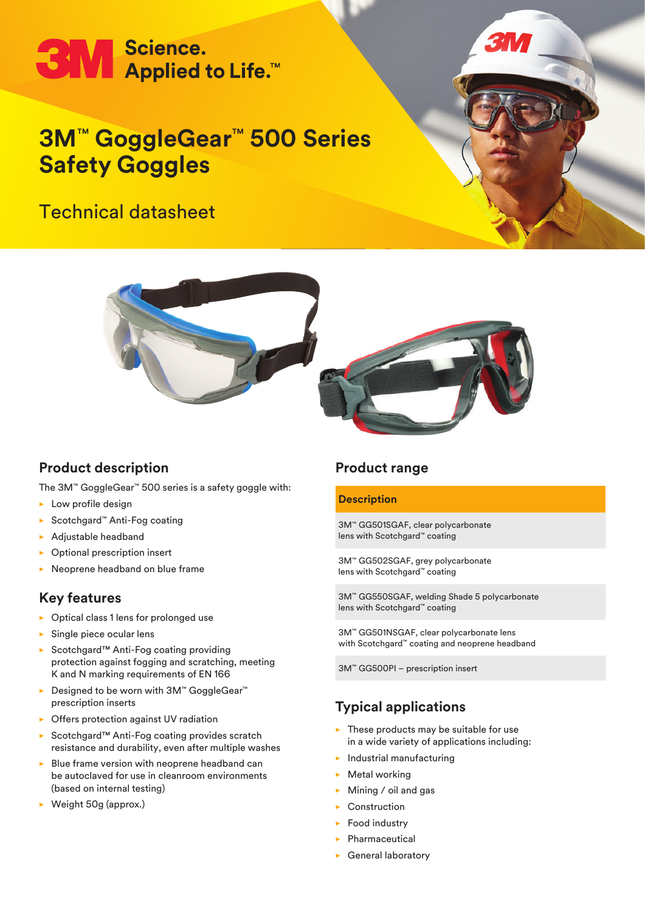3M Science. Applied to Life.™

# 3M™ GoggleGear™ 500 Series Safety Goggles

Technical datasheet

## Product description

The 3M™ GoggleGear™ 500 series is a safety goggle with:

- Low profile design
- Scotchgard™ Anti-Fog coating
- Adjustable headband
- Optional prescription insert
- Neoprene headband on blue frame

## Key features

- Optical class 1 lens for prolonged use
- Single piece ocular lens
- Scotchgard™ Anti-Fog coating providing protection against fogging and scratching, meeting K and N marking requirements of EN 166
- Designed to be worn with 3M™ GoggleGear™ prescription inserts
- Offers protection against UV radiation
- Scotchgard™ Anti-Fog coating provides scratch resistance and durability, even after multiple washes
- Blue frame version with neoprene headband can be autoclaved for use in cleanroom environments (based on internal testing)
- Weight 50g (approx.)

## Product range

| Description |
|---|
| 3M™ GG501SGAF, clear polycarbonate lens with Scotchgard™ coating |
| 3M™ GG502SGAF, grey polycarbonate lens with Scotchgard™ coating |
| 3M™ GG550SGAF, welding Shade 5 polycarbonate lens with Scotchgard™ coating |
| 3M™ GG501NSGAF, clear polycarbonate lens with Scotchgard™ coating and neoprene headband |
| 3M™ GG500PI – prescription insert |

## Typical applications

- These products may be suitable for use in a wide variety of applications including:
- Industrial manufacturing
- Metal working
- Mining / oil and gas
- Construction
- Food industry
- Pharmaceutical
- General laboratory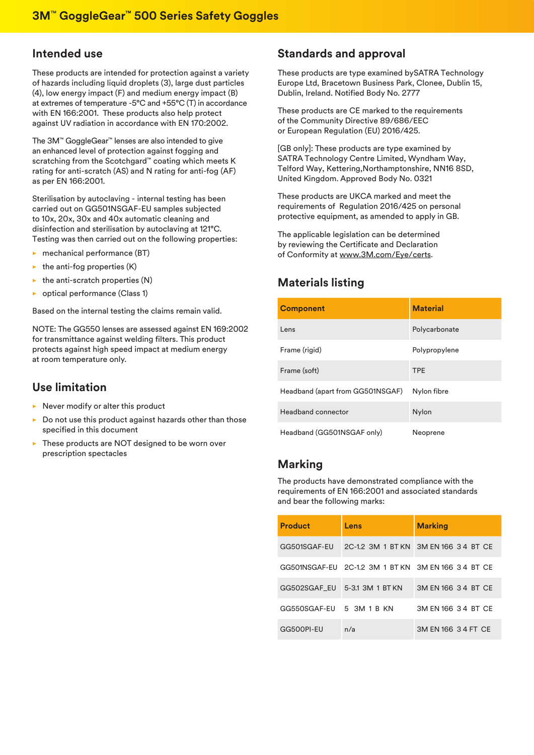# 3M™ GoggleGear™ 500 Series Safety Goggles

## Intended use

These products are intended for protection against a variety of hazards including liquid droplets (3), large dust particles (4), low energy impact (F) and medium energy impact (B) at extremes of temperature -5°C and +55°C (T) in accordance with EN 166:2001. These products also help protect against UV radiation in accordance with EN 170:2002.

The 3M™ GoggleGear™ lenses are also intended to give an enhanced level of protection against fogging and scratching from the Scotchgard™ coating which meets K rating for anti-scratch (AS) and N rating for anti-fog (AF) as per EN 166:2001.

Sterilisation by autoclaving - internal testing has been carried out on GG501NSGAF-EU samples subjected to 10x, 20x, 30x and 40x automatic cleaning and disinfection and sterilisation by autoclaving at 121°C. Testing was then carried out on the following properties:

- mechanical performance (BT)
- the anti-fog properties (K)
- the anti-scratch properties (N)
- optical performance (Class 1)

Based on the internal testing the claims remain valid.

NOTE: The GG550 lenses are assessed against EN 169:2002 for transmittance against welding filters. This product protects against high speed impact at medium energy at room temperature only.

## Use limitation

- Never modify or alter this product
- Do not use this product against hazards other than those specified in this document
- These products are NOT designed to be worn over prescription spectacles

## Standards and approval

These products are type examined bySATRA Technology Europe Ltd, Bracetown Business Park, Clonee, Dublin 15, Dublin, Ireland. Notified Body No. 2777

These products are CE marked to the requirements of the Community Directive 89/686/EEC or European Regulation (EU) 2016/425.

[GB only]: These products are type examined by SATRA Technology Centre Limited, Wyndham Way, Telford Way, Kettering,Northamptonshire, NN16 8SD, United Kingdom. Approved Body No. 0321

These products are UKCA marked and meet the requirements of Regulation 2016/425 on personal protective equipment, as amended to apply in GB.

The applicable legislation can be determined by reviewing the Certificate and Declaration of Conformity at www.3M.com/Eye/certs.

## Materials listing

| Component | Material |
|---|---|
| Lens | Polycarbonate |
| Frame (rigid) | Polypropylene |
| Frame (soft) | TPE |
| Headband (apart from GG501NSGAF) | Nylon fibre |
| Headband connector | Nylon |
| Headband (GG501NSGAF only) | Neoprene |

## Marking

The products have demonstrated compliance with the requirements of EN 166:2001 and associated standards and bear the following marks:

| Product | Lens | Marking |
|---|---|---|
| GG501SGAF-EU | 2C-1.2 3M 1 BT KN | 3M EN 166 3 4 BT CE |
| GG501NSGAF-EU | 2C-1.2 3M 1 BT KN | 3M EN 166 3 4 BT CE |
| GG502SGAF_EU | 5-3.1 3M 1 BT KN | 3M EN 166 3 4 BT CE |
| GG550SGAF-EU | 5 3M 1 B KN | 3M EN 166 3 4 BT CE |
| GG500PI-EU | n/a | 3M EN 166 3 4 FT CE |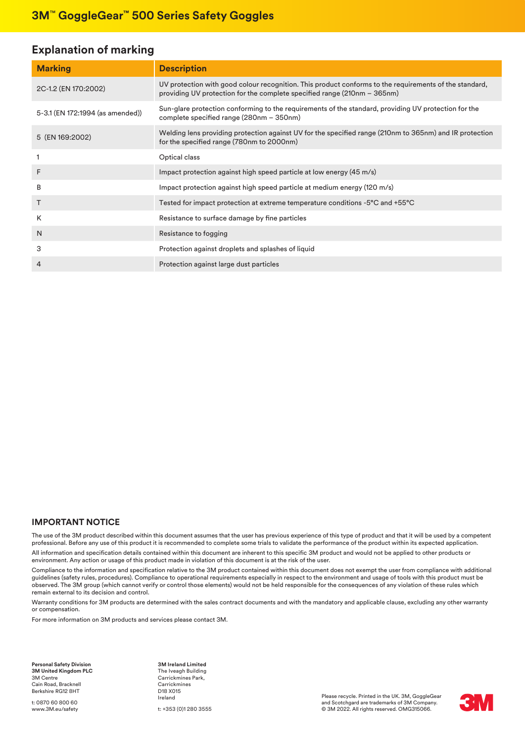## Explanation of marking

| Marking | Description |
|---|---|
| 2C-1.2 (EN 170:2002) | UV protection with good colour recognition. This product conforms to the requirements of the standard, providing UV protection for the complete specified range (210nm – 365nm) |
| 5-3.1 (EN 172:1994 (as amended)) | Sun-glare protection conforming to the requirements of the standard, providing UV protection for the complete specified range (280nm – 350nm) |
| 5 (EN 169:2002) | Welding lens providing protection against UV for the specified range (210nm to 365nm) and IR protection for the specified range (780nm to 2000nm) |
| 1 | Optical class |
| F | Impact protection against high speed particle at low energy (45 m/s) |
| B | Impact protection against high speed particle at medium energy (120 m/s) |
| T | Tested for impact protection at extreme temperature conditions -5°C and +55°C |
| K | Resistance to surface damage by fine particles |
| N | Resistance to fogging |
| 3 | Protection against droplets and splashes of liquid |
| 4 | Protection against large dust particles |

### IMPORTANT NOTICE

The use of the 3M product described within this document assumes that the user has previous experience of this type of product and that it will be used by a competent professional. Before any use of this product it is recommended to complete some trials to validate the performance of the product within its expected application.

All information and specification details contained within this document are inherent to this specific 3M product and would not be applied to other products or environment. Any action or usage of this product made in violation of this document is at the risk of the user.

Compliance to the information and specification relative to the 3M product contained within this document does not exempt the user from compliance with additional guidelines (safety rules, procedures). Compliance to operational requirements especially in respect to the environment and usage of tools with this product must be observed. The 3M group (which cannot verify or control those elements) would not be held responsible for the consequences of any violation of these rules which remain external to its decision and control.

Warranty conditions for 3M products are determined with the sales contract documents and with the mandatory and applicable clause, excluding any other warranty or compensation.

For more information on 3M products and services please contact 3M.

**Personal Safety Division**
**3M United Kingdom PLC**
3M Centre
Cain Road, Bracknell
Berkshire RG12 8HT

t: 0870 60 800 60
www.3M.eu/safety

**3M Ireland Limited**
The Iveagh Building
Carrickmines Park,
Carrickmines
D18 X015
Ireland

t: +353 (0)1 280 3555

Please recycle. Printed in the UK. 3M, GoggleGear and Scotchgard are trademarks of 3M Company. © 3M 2022. All rights reserved. OMG315066.